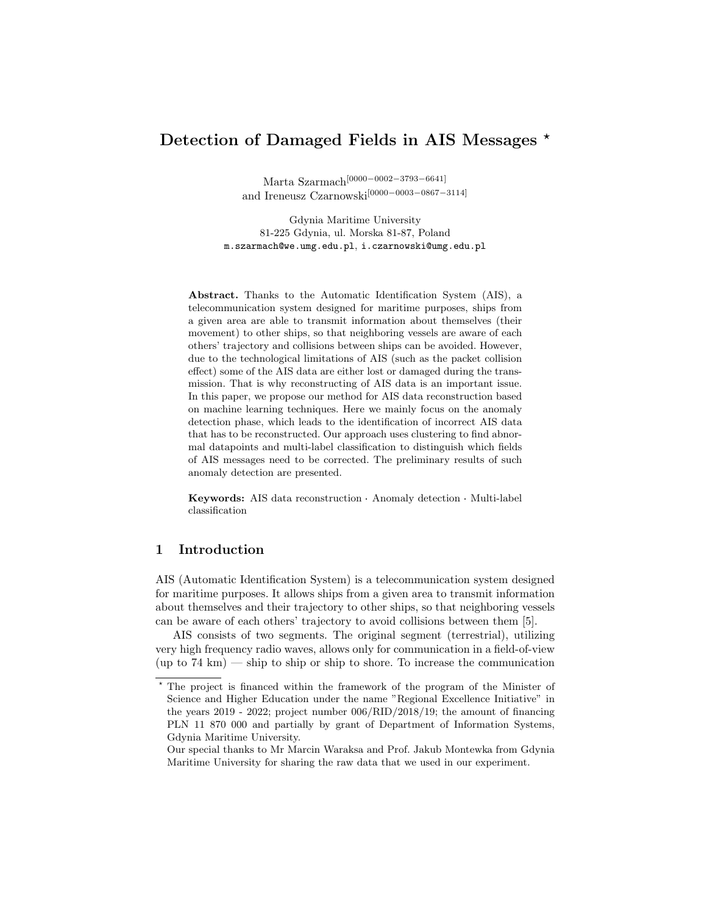# Detection of Damaged Fields in AIS Messages *

Marta Szarmach[0000−0002−3793−6641] and Ireneusz Czarnowski[0000−0003−0867−3114]

Gdynia Maritime University
81-225 Gdynia, ul. Morska 81-87, Poland
m.szarmach@we.umg.edu.pl, i.czarnowski@umg.edu.pl

**Abstract.** Thanks to the Automatic Identification System (AIS), a telecommunication system designed for maritime purposes, ships from a given area are able to transmit information about themselves (their movement) to other ships, so that neighboring vessels are aware of each others' trajectory and collisions between ships can be avoided. However, due to the technological limitations of AIS (such as the packet collision effect) some of the AIS data are either lost or damaged during the transmission. That is why reconstructing of AIS data is an important issue. In this paper, we propose our method for AIS data reconstruction based on machine learning techniques. Here we mainly focus on the anomaly detection phase, which leads to the identification of incorrect AIS data that has to be reconstructed. Our approach uses clustering to find abnormal datapoints and multi-label classification to distinguish which fields of AIS messages need to be corrected. The preliminary results of such anomaly detection are presented.

**Keywords:** AIS data reconstruction · Anomaly detection · Multi-label classification

## 1 Introduction

AIS (Automatic Identification System) is a telecommunication system designed for maritime purposes. It allows ships from a given area to transmit information about themselves and their trajectory to other ships, so that neighboring vessels can be aware of each others' trajectory to avoid collisions between them [5].

AIS consists of two segments. The original segment (terrestrial), utilizing very high frequency radio waves, allows only for communication in a field-of-view (up to 74 km) — ship to ship or ship to shore. To increase the communication

* The project is financed within the framework of the program of the Minister of Science and Higher Education under the name "Regional Excellence Initiative" in the years 2019 - 2022; project number 006/RID/2018/19; the amount of financing PLN 11 870 000 and partially by grant of Department of Information Systems, Gdynia Maritime University.
Our special thanks to Mr Marcin Waraksa and Prof. Jakub Montewka from Gdynia Maritime University for sharing the raw data that we used in our experiment.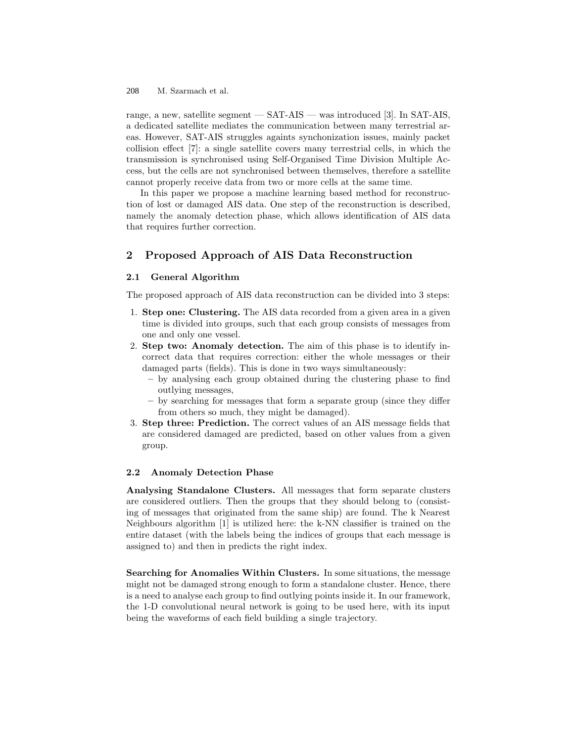range, a new, satellite segment — SAT-AIS — was introduced [3]. In SAT-AIS, a dedicated satellite mediates the communication between many terrestrial areas. However, SAT-AIS struggles againts synchonization issues, mainly packet collision effect [7]: a single satellite covers many terrestrial cells, in which the transmission is synchronised using Self-Organised Time Division Multiple Access, but the cells are not synchronised between themselves, therefore a satellite cannot properly receive data from two or more cells at the same time.

In this paper we propose a machine learning based method for reconstruction of lost or damaged AIS data. One step of the reconstruction is described, namely the anomaly detection phase, which allows identification of AIS data that requires further correction.

## 2 Proposed Approach of AIS Data Reconstruction

### 2.1 General Algorithm

The proposed approach of AIS data reconstruction can be divided into 3 steps:

1. **Step one: Clustering.** The AIS data recorded from a given area in a given time is divided into groups, such that each group consists of messages from one and only one vessel.
2. **Step two: Anomaly detection.** The aim of this phase is to identify incorrect data that requires correction: either the whole messages or their damaged parts (fields). This is done in two ways simultaneously:
   - by analysing each group obtained during the clustering phase to find outlying messages,
   - by searching for messages that form a separate group (since they differ from others so much, they might be damaged).
3. **Step three: Prediction.** The correct values of an AIS message fields that are considered damaged are predicted, based on other values from a given group.

### 2.2 Anomaly Detection Phase

**Analysing Standalone Clusters.** All messages that form separate clusters are considered outliers. Then the groups that they should belong to (consisting of messages that originated from the same ship) are found. The k Nearest Neighbours algorithm [1] is utilized here: the k-NN classifier is trained on the entire dataset (with the labels being the indices of groups that each message is assigned to) and then in predicts the right index.

**Searching for Anomalies Within Clusters.** In some situations, the message might not be damaged strong enough to form a standalone cluster. Hence, there is a need to analyse each group to find outlying points inside it. In our framework, the 1-D convolutional neural network is going to be used here, with its input being the waveforms of each field building a single trajectory.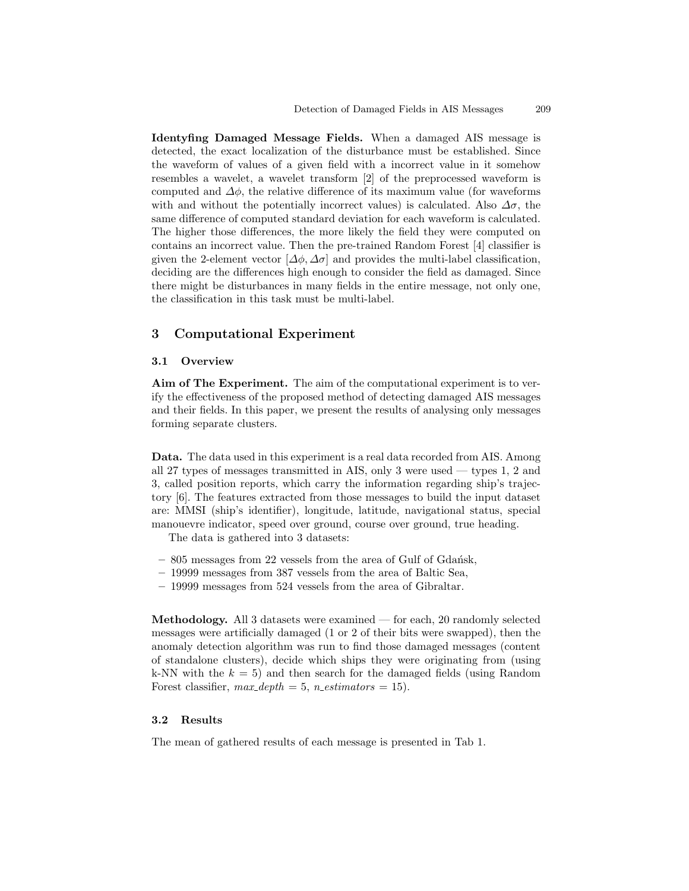**Identyfing Damaged Message Fields.** When a damaged AIS message is detected, the exact localization of the disturbance must be established. Since the waveform of values of a given field with a incorrect value in it somehow resembles a wavelet, a wavelet transform [2] of the preprocessed waveform is computed and $\Delta\phi$, the relative difference of its maximum value (for waveforms with and without the potentially incorrect values) is calculated. Also $\Delta\sigma$, the same difference of computed standard deviation for each waveform is calculated. The higher those differences, the more likely the field they were computed on contains an incorrect value. Then the pre-trained Random Forest [4] classifier is given the 2-element vector $[\Delta\phi, \Delta\sigma]$ and provides the multi-label classification, deciding are the differences high enough to consider the field as damaged. Since there might be disturbances in many fields in the entire message, not only one, the classification in this task must be multi-label.

## 3 Computational Experiment

### 3.1 Overview

**Aim of The Experiment.** The aim of the computational experiment is to verify the effectiveness of the proposed method of detecting damaged AIS messages and their fields. In this paper, we present the results of analysing only messages forming separate clusters.

**Data.** The data used in this experiment is a real data recorded from AIS. Among all 27 types of messages transmitted in AIS, only 3 were used — types 1, 2 and 3, called position reports, which carry the information regarding ship's trajectory [6]. The features extracted from those messages to build the input dataset are: MMSI (ship's identifier), longitude, latitude, navigational status, special manouevre indicator, speed over ground, course over ground, true heading.

The data is gathered into 3 datasets:

- 805 messages from 22 vessels from the area of Gulf of Gdańsk,
- 19999 messages from 387 vessels from the area of Baltic Sea,
- 19999 messages from 524 vessels from the area of Gibraltar.

**Methodology.** All 3 datasets were examined — for each, 20 randomly selected messages were artificially damaged (1 or 2 of their bits were swapped), then the anomaly detection algorithm was run to find those damaged messages (content of standalone clusters), decide which ships they were originating from (using k-NN with the $k = 5$) and then search for the damaged fields (using Random Forest classifier, $max\_depth = 5$, $n\_estimators = 15$).

### 3.2 Results

The mean of gathered results of each message is presented in Tab 1.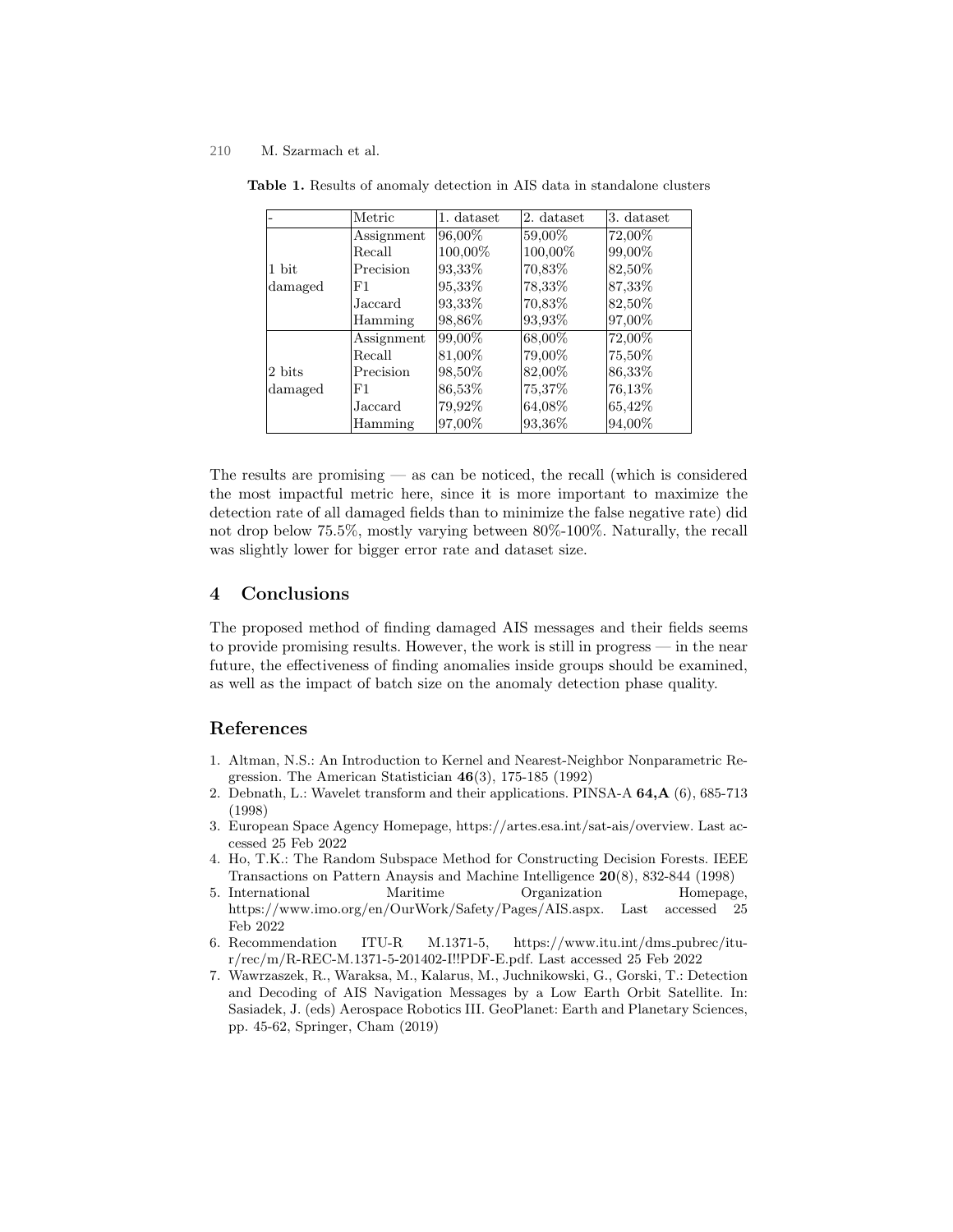**Table 1.** Results of anomaly detection in AIS data in standalone clusters

| - | Metric | 1. dataset | 2. dataset | 3. dataset |
|---|---|---|---|---|
| 1 bit damaged | Assignment | 96,00% | 59,00% | 72,00% |
| | Recall | 100,00% | 100,00% | 99,00% |
| | Precision | 93,33% | 70,83% | 82,50% |
| | F1 | 95,33% | 78,33% | 87,33% |
| | Jaccard | 93,33% | 70,83% | 82,50% |
| | Hamming | 98,86% | 93,93% | 97,00% |
| 2 bits damaged | Assignment | 99,00% | 68,00% | 72,00% |
| | Recall | 81,00% | 79,00% | 75,50% |
| | Precision | 98,50% | 82,00% | 86,33% |
| | F1 | 86,53% | 75,37% | 76,13% |
| | Jaccard | 79,92% | 64,08% | 65,42% |
| | Hamming | 97,00% | 93,36% | 94,00% |

The results are promising — as can be noticed, the recall (which is considered the most impactful metric here, since it is more important to maximize the detection rate of all damaged fields than to minimize the false negative rate) did not drop below 75.5%, mostly varying between 80%-100%. Naturally, the recall was slightly lower for bigger error rate and dataset size.

## 4 Conclusions

The proposed method of finding damaged AIS messages and their fields seems to provide promising results. However, the work is still in progress — in the near future, the effectiveness of finding anomalies inside groups should be examined, as well as the impact of batch size on the anomaly detection phase quality.

## References

1. Altman, N.S.: An Introduction to Kernel and Nearest-Neighbor Nonparametric Regression. The American Statistician **46**(3), 175-185 (1992)
2. Debnath, L.: Wavelet transform and their applications. PINSA-A **64,A** (6), 685-713 (1998)
3. European Space Agency Homepage, https://artes.esa.int/sat-ais/overview. Last accessed 25 Feb 2022
4. Ho, T.K.: The Random Subspace Method for Constructing Decision Forests. IEEE Transactions on Pattern Anaysis and Machine Intelligence **20**(8), 832-844 (1998)
5. International Maritime Organization Homepage, https://www.imo.org/en/OurWork/Safety/Pages/AIS.aspx. Last accessed 25 Feb 2022
6. Recommendation ITU-R M.1371-5, https://www.itu.int/dms_pubrec/itu-r/rec/m/R-REC-M.1371-5-201402-I!!PDF-E.pdf. Last accessed 25 Feb 2022
7. Wawrzaszek, R., Waraksa, M., Kalarus, M., Juchnikowski, G., Gorski, T.: Detection and Decoding of AIS Navigation Messages by a Low Earth Orbit Satellite. In: Sasiadek, J. (eds) Aerospace Robotics III. GeoPlanet: Earth and Planetary Sciences, pp. 45-62, Springer, Cham (2019)